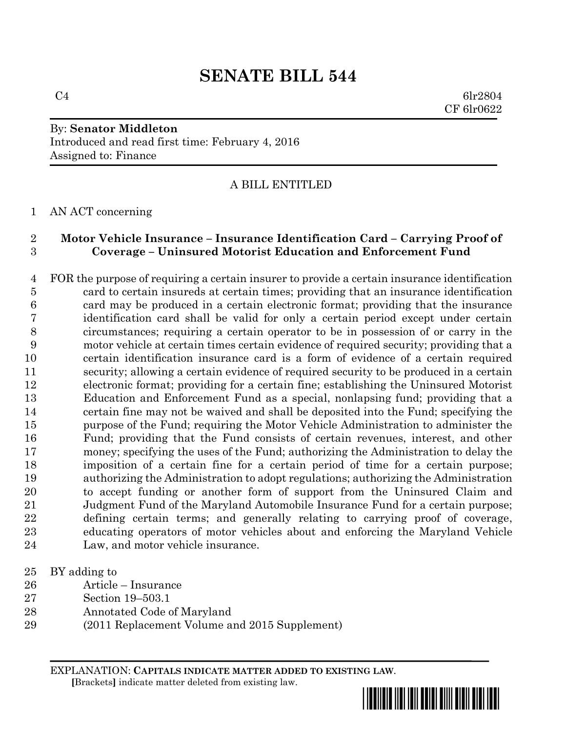# SENATE BILL 544

C4 6lr2804
CF 6lr0622

By: **Senator Middleton**
Introduced and read first time: February 4, 2016
Assigned to: Finance

A BILL ENTITLED

AN ACT concerning

**Motor Vehicle Insurance – Insurance Identification Card – Carrying Proof of Coverage – Uninsured Motorist Education and Enforcement Fund**

FOR the purpose of requiring a certain insurer to provide a certain insurance identification card to certain insureds at certain times; providing that an insurance identification card may be produced in a certain electronic format; providing that the insurance identification card shall be valid for only a certain period except under certain circumstances; requiring a certain operator to be in possession of or carry in the motor vehicle at certain times certain evidence of required security; providing that a certain identification insurance card is a form of evidence of a certain required security; allowing a certain evidence of required security to be produced in a certain electronic format; providing for a certain fine; establishing the Uninsured Motorist Education and Enforcement Fund as a special, nonlapsing fund; providing that a certain fine may not be waived and shall be deposited into the Fund; specifying the purpose of the Fund; requiring the Motor Vehicle Administration to administer the Fund; providing that the Fund consists of certain revenues, interest, and other money; specifying the uses of the Fund; authorizing the Administration to delay the imposition of a certain fine for a certain period of time for a certain purpose; authorizing the Administration to adopt regulations; authorizing the Administration to accept funding or another form of support from the Uninsured Claim and Judgment Fund of the Maryland Automobile Insurance Fund for a certain purpose; defining certain terms; and generally relating to carrying proof of coverage, educating operators of motor vehicles about and enforcing the Maryland Vehicle Law, and motor vehicle insurance.

BY adding to
Article – Insurance
Section 19–503.1
Annotated Code of Maryland
(2011 Replacement Volume and 2015 Supplement)

EXPLANATION: **CAPITALS INDICATE MATTER ADDED TO EXISTING LAW.**
**[**Brackets**]** indicate matter deleted from existing law.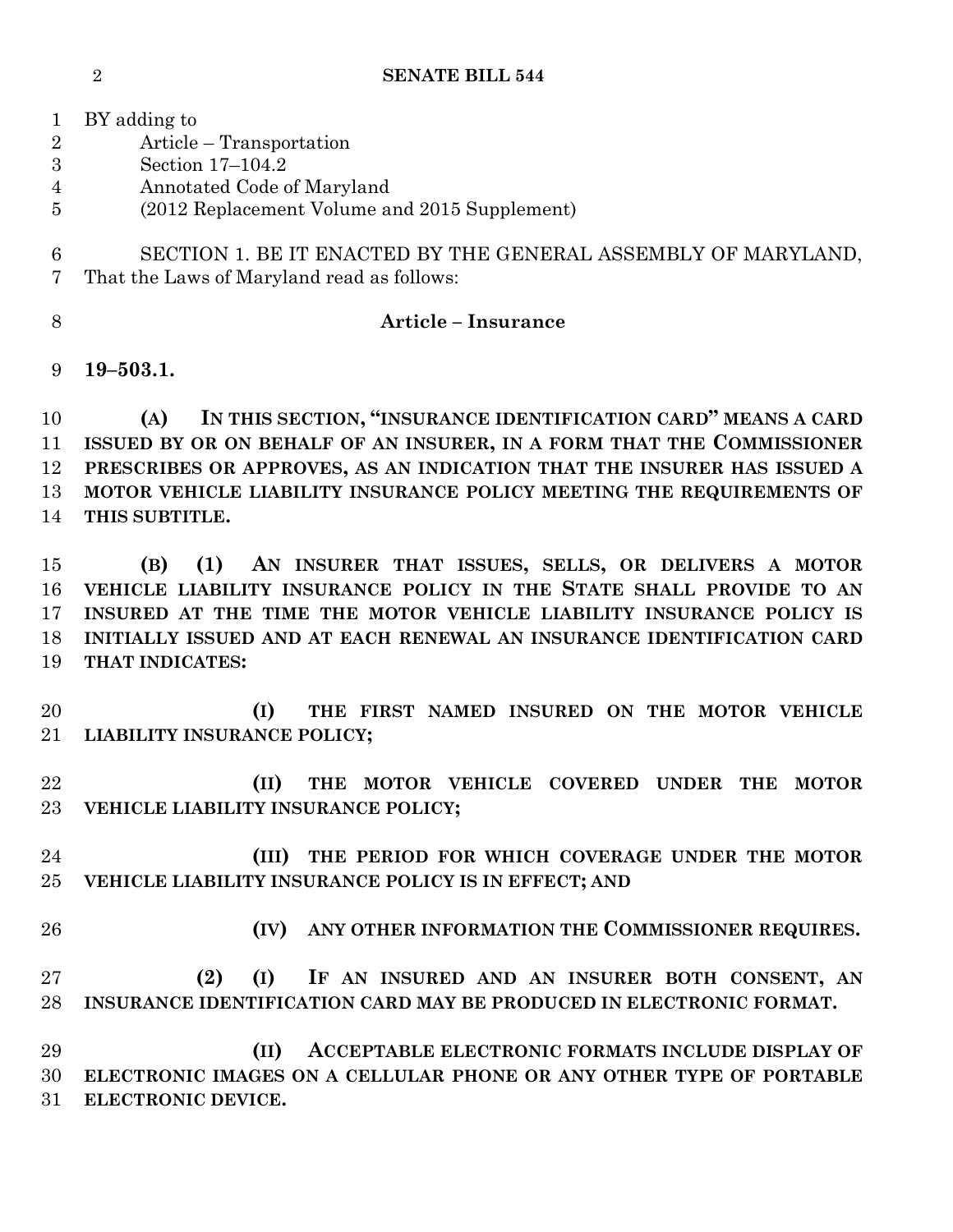BY adding to
Article – Transportation
Section 17–104.2
Annotated Code of Maryland
(2012 Replacement Volume and 2015 Supplement)

SECTION 1. BE IT ENACTED BY THE GENERAL ASSEMBLY OF MARYLAND, That the Laws of Maryland read as follows:

**Article – Insurance**

**19–503.1.**

**(A) IN THIS SECTION, "INSURANCE IDENTIFICATION CARD" MEANS A CARD ISSUED BY OR ON BEHALF OF AN INSURER, IN A FORM THAT THE COMMISSIONER PRESCRIBES OR APPROVES, AS AN INDICATION THAT THE INSURER HAS ISSUED A MOTOR VEHICLE LIABILITY INSURANCE POLICY MEETING THE REQUIREMENTS OF THIS SUBTITLE.**

**(B) (1) AN INSURER THAT ISSUES, SELLS, OR DELIVERS A MOTOR VEHICLE LIABILITY INSURANCE POLICY IN THE STATE SHALL PROVIDE TO AN INSURED AT THE TIME THE MOTOR VEHICLE LIABILITY INSURANCE POLICY IS INITIALLY ISSUED AND AT EACH RENEWAL AN INSURANCE IDENTIFICATION CARD THAT INDICATES:**

**(I) THE FIRST NAMED INSURED ON THE MOTOR VEHICLE LIABILITY INSURANCE POLICY;**

**(II) THE MOTOR VEHICLE COVERED UNDER THE MOTOR VEHICLE LIABILITY INSURANCE POLICY;**

**(III) THE PERIOD FOR WHICH COVERAGE UNDER THE MOTOR VEHICLE LIABILITY INSURANCE POLICY IS IN EFFECT; AND**

**(IV) ANY OTHER INFORMATION THE COMMISSIONER REQUIRES.**

**(2) (I) IF AN INSURED AND AN INSURER BOTH CONSENT, AN INSURANCE IDENTIFICATION CARD MAY BE PRODUCED IN ELECTRONIC FORMAT.**

**(II) ACCEPTABLE ELECTRONIC FORMATS INCLUDE DISPLAY OF ELECTRONIC IMAGES ON A CELLULAR PHONE OR ANY OTHER TYPE OF PORTABLE ELECTRONIC DEVICE.**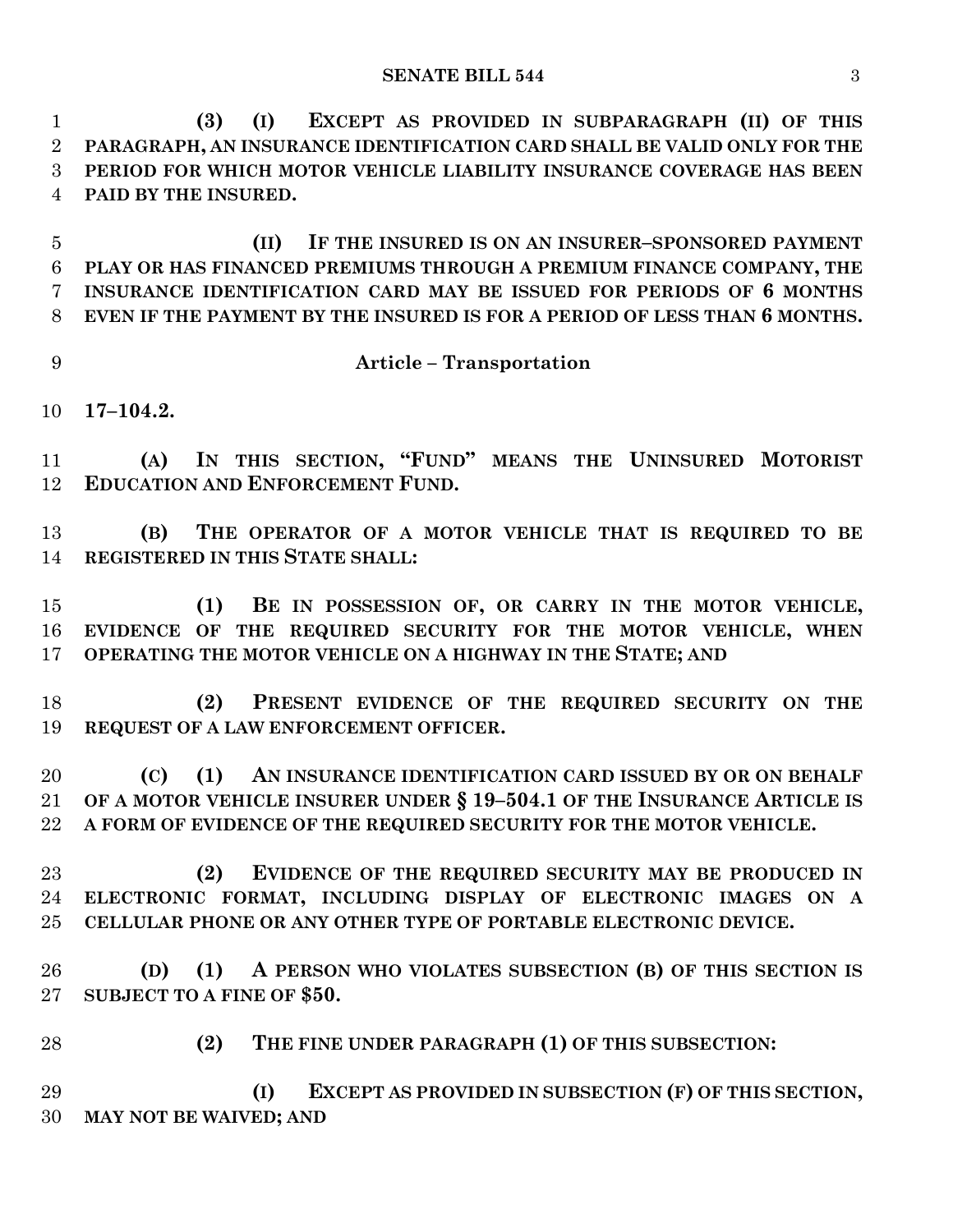**(3) (I) EXCEPT AS PROVIDED IN SUBPARAGRAPH (II) OF THIS PARAGRAPH, AN INSURANCE IDENTIFICATION CARD SHALL BE VALID ONLY FOR THE PERIOD FOR WHICH MOTOR VEHICLE LIABILITY INSURANCE COVERAGE HAS BEEN PAID BY THE INSURED.**

**(II) IF THE INSURED IS ON AN INSURER–SPONSORED PAYMENT PLAY OR HAS FINANCED PREMIUMS THROUGH A PREMIUM FINANCE COMPANY, THE INSURANCE IDENTIFICATION CARD MAY BE ISSUED FOR PERIODS OF 6 MONTHS EVEN IF THE PAYMENT BY THE INSURED IS FOR A PERIOD OF LESS THAN 6 MONTHS.**

**Article – Transportation**

**17–104.2.**

**(A) IN THIS SECTION, "FUND" MEANS THE UNINSURED MOTORIST EDUCATION AND ENFORCEMENT FUND.**

**(B) THE OPERATOR OF A MOTOR VEHICLE THAT IS REQUIRED TO BE REGISTERED IN THIS STATE SHALL:**

**(1) BE IN POSSESSION OF, OR CARRY IN THE MOTOR VEHICLE, EVIDENCE OF THE REQUIRED SECURITY FOR THE MOTOR VEHICLE, WHEN OPERATING THE MOTOR VEHICLE ON A HIGHWAY IN THE STATE; AND**

**(2) PRESENT EVIDENCE OF THE REQUIRED SECURITY ON THE REQUEST OF A LAW ENFORCEMENT OFFICER.**

**(C) (1) AN INSURANCE IDENTIFICATION CARD ISSUED BY OR ON BEHALF OF A MOTOR VEHICLE INSURER UNDER § 19–504.1 OF THE INSURANCE ARTICLE IS A FORM OF EVIDENCE OF THE REQUIRED SECURITY FOR THE MOTOR VEHICLE.**

**(2) EVIDENCE OF THE REQUIRED SECURITY MAY BE PRODUCED IN ELECTRONIC FORMAT, INCLUDING DISPLAY OF ELECTRONIC IMAGES ON A CELLULAR PHONE OR ANY OTHER TYPE OF PORTABLE ELECTRONIC DEVICE.**

**(D) (1) A PERSON WHO VIOLATES SUBSECTION (B) OF THIS SECTION IS SUBJECT TO A FINE OF $50.**

**(2) THE FINE UNDER PARAGRAPH (1) OF THIS SUBSECTION:**

**(I) EXCEPT AS PROVIDED IN SUBSECTION (F) OF THIS SECTION, MAY NOT BE WAIVED; AND**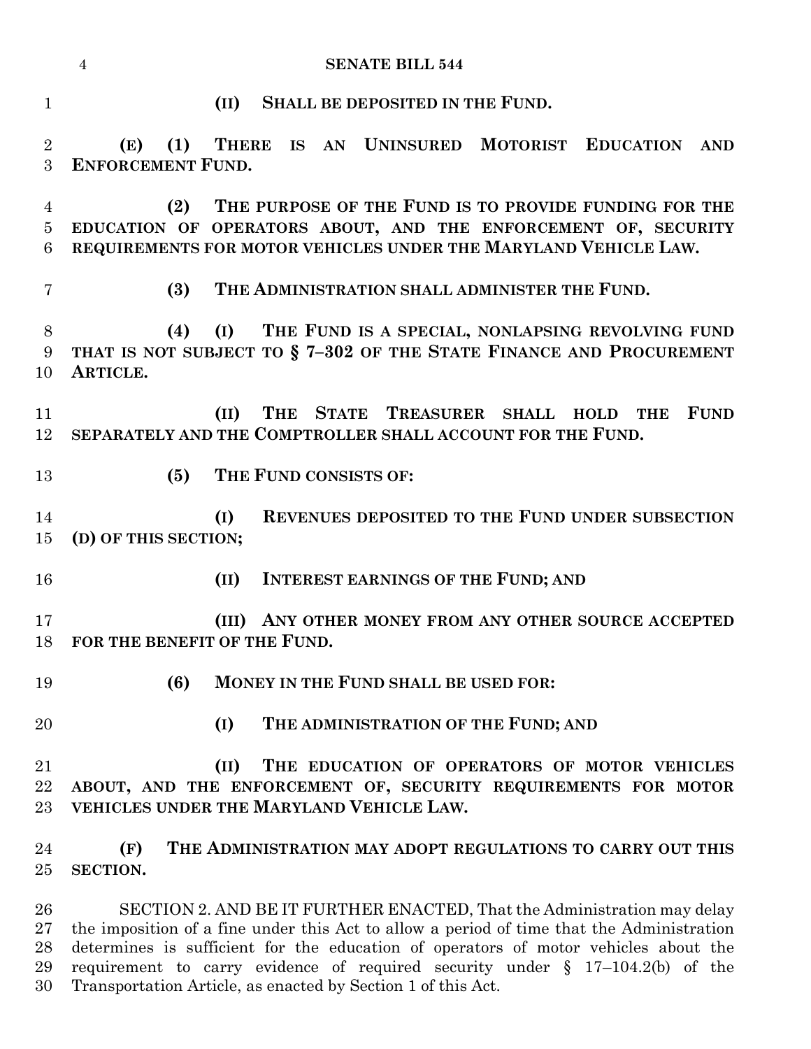**(II) SHALL BE DEPOSITED IN THE FUND.**

**(E) (1) THERE IS AN UNINSURED MOTORIST EDUCATION AND ENFORCEMENT FUND.**

**(2) THE PURPOSE OF THE FUND IS TO PROVIDE FUNDING FOR THE EDUCATION OF OPERATORS ABOUT, AND THE ENFORCEMENT OF, SECURITY REQUIREMENTS FOR MOTOR VEHICLES UNDER THE MARYLAND VEHICLE LAW.**

**(3) THE ADMINISTRATION SHALL ADMINISTER THE FUND.**

**(4) (I) THE FUND IS A SPECIAL, NONLAPSING REVOLVING FUND THAT IS NOT SUBJECT TO § 7–302 OF THE STATE FINANCE AND PROCUREMENT ARTICLE.**

**(II) THE STATE TREASURER SHALL HOLD THE FUND SEPARATELY AND THE COMPTROLLER SHALL ACCOUNT FOR THE FUND.**

**(5) THE FUND CONSISTS OF:**

**(I) REVENUES DEPOSITED TO THE FUND UNDER SUBSECTION (D) OF THIS SECTION;**

**(II) INTEREST EARNINGS OF THE FUND; AND**

**(III) ANY OTHER MONEY FROM ANY OTHER SOURCE ACCEPTED FOR THE BENEFIT OF THE FUND.**

**(6) MONEY IN THE FUND SHALL BE USED FOR:**

**(I) THE ADMINISTRATION OF THE FUND; AND**

**(II) THE EDUCATION OF OPERATORS OF MOTOR VEHICLES ABOUT, AND THE ENFORCEMENT OF, SECURITY REQUIREMENTS FOR MOTOR VEHICLES UNDER THE MARYLAND VEHICLE LAW.**

**(F) THE ADMINISTRATION MAY ADOPT REGULATIONS TO CARRY OUT THIS SECTION.**

SECTION 2. AND BE IT FURTHER ENACTED, That the Administration may delay the imposition of a fine under this Act to allow a period of time that the Administration determines is sufficient for the education of operators of motor vehicles about the requirement to carry evidence of required security under § 17–104.2(b) of the Transportation Article, as enacted by Section 1 of this Act.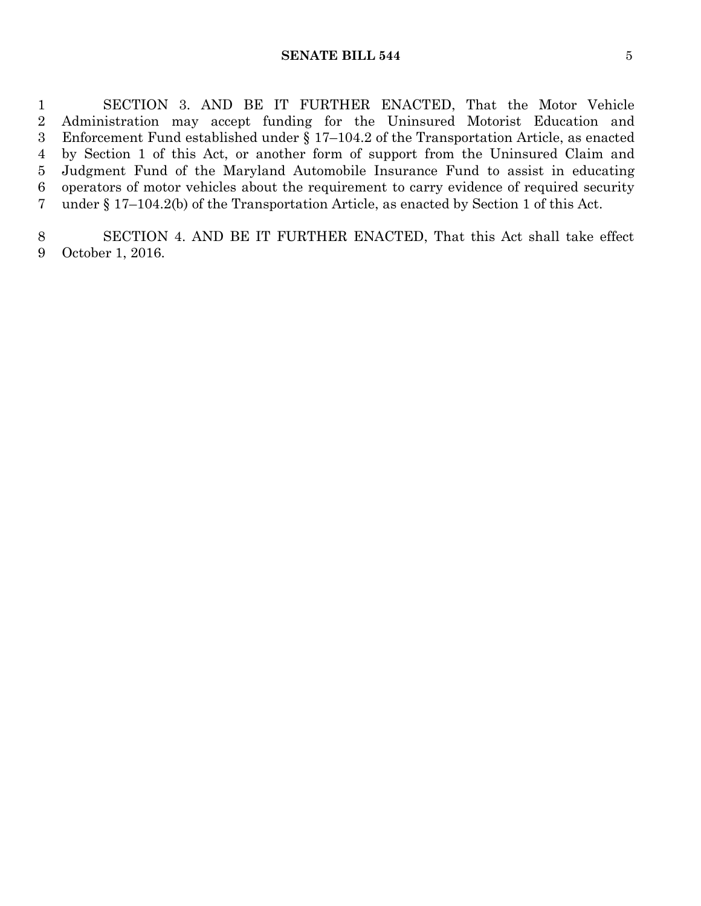SECTION 3. AND BE IT FURTHER ENACTED, That the Motor Vehicle Administration may accept funding for the Uninsured Motorist Education and Enforcement Fund established under § 17–104.2 of the Transportation Article, as enacted by Section 1 of this Act, or another form of support from the Uninsured Claim and Judgment Fund of the Maryland Automobile Insurance Fund to assist in educating operators of motor vehicles about the requirement to carry evidence of required security under § 17–104.2(b) of the Transportation Article, as enacted by Section 1 of this Act.

SECTION 4. AND BE IT FURTHER ENACTED, That this Act shall take effect October 1, 2016.